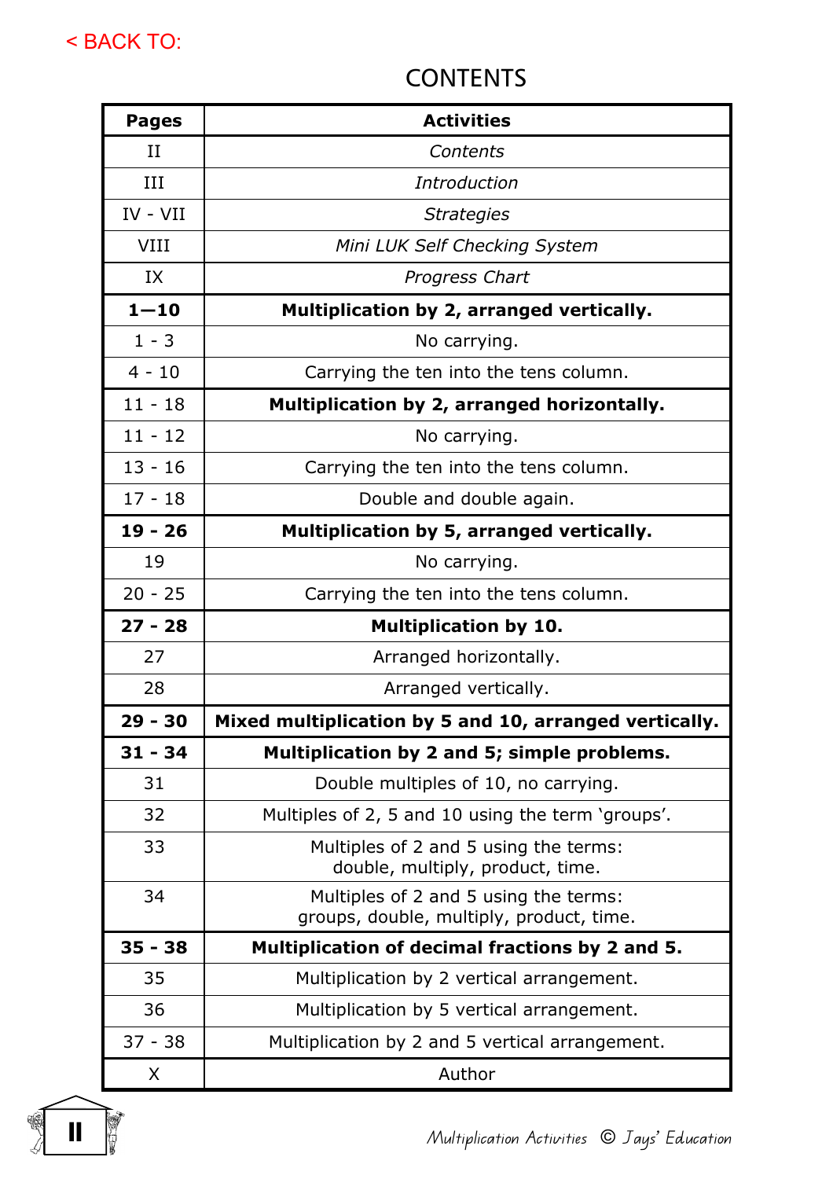< BACK TO:

# CONTENTS

| Pages | Activities |
|---|---|
| II | *Contents* |
| III | *Introduction* |
| IV - VII | *Strategies* |
| VIII | *Mini LUK Self Checking System* |
| IX | *Progress Chart* |
| **1—10** | **Multiplication by 2, arranged vertically.** |
| 1 - 3 | No carrying. |
| 4 - 10 | Carrying the ten into the tens column. |
| 11 - 18 | **Multiplication by 2, arranged horizontally.** |
| 11 - 12 | No carrying. |
| 13 - 16 | Carrying the ten into the tens column. |
| 17 - 18 | Double and double again. |
| **19 - 26** | **Multiplication by 5, arranged vertically.** |
| 19 | No carrying. |
| 20 - 25 | Carrying the ten into the tens column. |
| **27 - 28** | **Multiplication by 10.** |
| 27 | Arranged horizontally. |
| 28 | Arranged vertically. |
| **29 - 30** | **Mixed multiplication by 5 and 10, arranged vertically.** |
| **31 - 34** | **Multiplication by 2 and 5; simple problems.** |
| 31 | Double multiples of 10, no carrying. |
| 32 | Multiples of 2, 5 and 10 using the term 'groups'. |
| 33 | Multiples of 2 and 5 using the terms: double, multiply, product, time. |
| 34 | Multiples of 2 and 5 using the terms: groups, double, multiply, product, time. |
| **35 - 38** | **Multiplication of decimal fractions by 2 and 5.** |
| 35 | Multiplication by 2 vertical arrangement. |
| 36 | Multiplication by 5 vertical arrangement. |
| 37 - 38 | Multiplication by 2 and 5 vertical arrangement. |
| X | Author |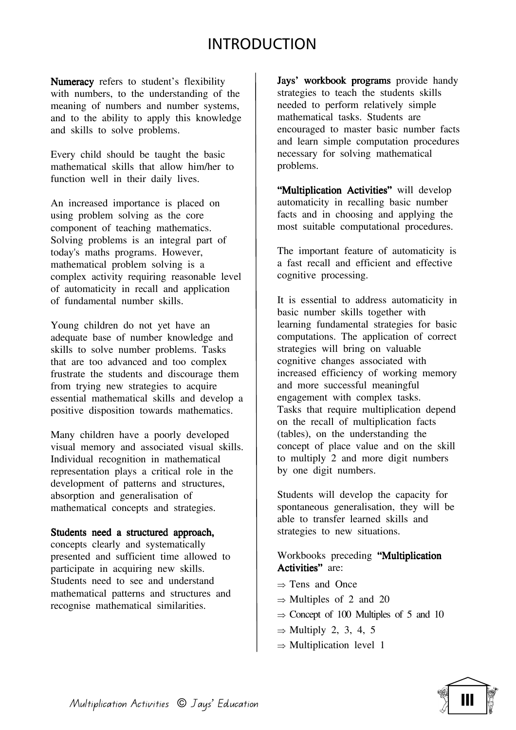# INTRODUCTION

**Numeracy** refers to student's flexibility with numbers, to the understanding of the meaning of numbers and number systems, and to the ability to apply this knowledge and skills to solve problems.

Every child should be taught the basic mathematical skills that allow him/her to function well in their daily lives.

An increased importance is placed on using problem solving as the core component of teaching mathematics. Solving problems is an integral part of today's maths programs. However, mathematical problem solving is a complex activity requiring reasonable level of automaticity in recall and application of fundamental number skills.

Young children do not yet have an adequate base of number knowledge and skills to solve number problems. Tasks that are too advanced and too complex frustrate the students and discourage them from trying new strategies to acquire essential mathematical skills and develop a positive disposition towards mathematics.

Many children have a poorly developed visual memory and associated visual skills. Individual recognition in mathematical representation plays a critical role in the development of patterns and structures, absorption and generalisation of mathematical concepts and strategies.

**Students need a structured approach,** concepts clearly and systematically presented and sufficient time allowed to participate in acquiring new skills. Students need to see and understand mathematical patterns and structures and recognise mathematical similarities.

**Jays' workbook programs** provide handy strategies to teach the students skills needed to perform relatively simple mathematical tasks. Students are encouraged to master basic number facts and learn simple computation procedures necessary for solving mathematical problems.

**"Multiplication Activities"** will develop automaticity in recalling basic number facts and in choosing and applying the most suitable computational procedures.

The important feature of automaticity is a fast recall and efficient and effective cognitive processing.

It is essential to address automaticity in basic number skills together with learning fundamental strategies for basic computations. The application of correct strategies will bring on valuable cognitive changes associated with increased efficiency of working memory and more successful meaningful engagement with complex tasks.
Tasks that require multiplication depend on the recall of multiplication facts (tables), on the understanding the concept of place value and on the skill to multiply 2 and more digit numbers by one digit numbers.

Students will develop the capacity for spontaneous generalisation, they will be able to transfer learned skills and strategies to new situations.

Workbooks preceding **"Multiplication Activities"** are:

- ⇒ Tens and Once
- ⇒ Multiples of 2 and 20
- ⇒ Concept of 100 Multiples of 5 and 10
- ⇒ Multiply 2, 3, 4, 5
- ⇒ Multiplication level 1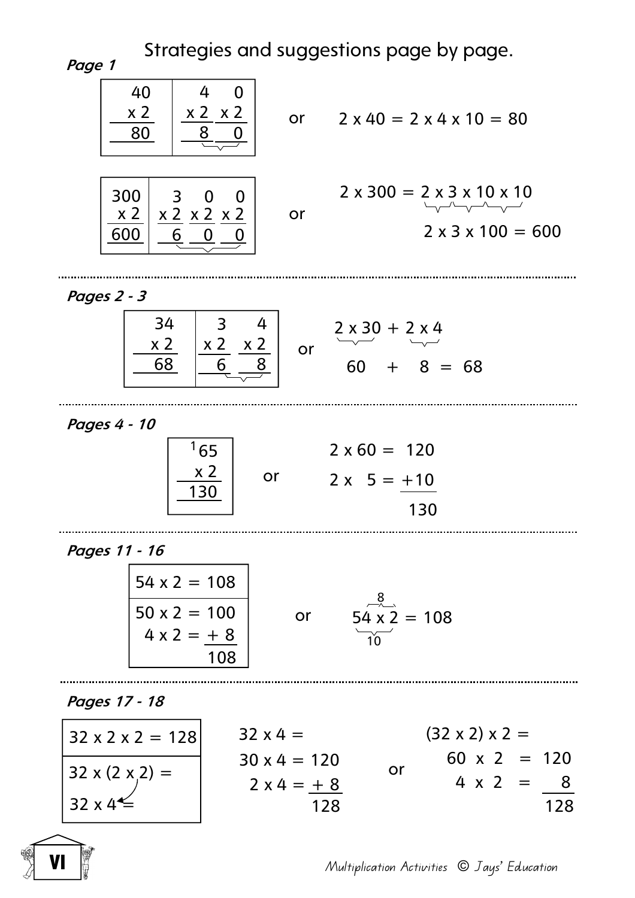# Strategies and suggestions page by page.

***Page 1***

| 40 | 4 0 |
|---|---|
| x 2 | x 2 x 2 |
| 80 | 8 0 |

or

$$2 \times 40 = 2 \times 4 \times 10 = 80$$

| 300 | 3 0 0 |
|---|---|
| x 2 | x 2 x 2 x 2 |
| 600 | 6 0 0 |

or

$$2 \times 300 = 2 \times 3 \times 10 \times 10$$

$$2 \times 3 \times 100 = 600$$

***Pages 2 - 3***

| 34 | 3 4 |
|---|---|
| x 2 | x 2 x 2 |
| 68 | 6 8 |

or

$$\underbrace{2 \times 30}_{60} + \underbrace{2 \times 4}_{8} = 68$$

***Pages 4 - 10***

| [1]65 |
|---|
| x 2 |
| 130 |

or

$$2 \times 60 = 120$$
$$2 \times 5 = +10$$
$$130$$

***Pages 11 - 16***

| 54 x 2 = 108 |
|---|
| 50 x 2 = 100 |
| 4 x 2 = + 8 |
| 108 |

or

$$\overbrace{5\underbrace{4 \times 2}_{}}^{8} = 108$$

(with 8 above the 4 x 2 and 10 below the 5 x 2)

***Pages 17 - 18***

| 32 x 2 x 2 = 128 |
|---|
| 32 x (2 x 2) = |
| 32 x 4 = |

$$32 \times 4 =$$
$$30 \times 4 = 120$$
$$2 \times 4 = +8$$
$$128$$

or

$$(32 \times 2) \times 2 =$$
$$60 \times 2 = 120$$
$$4 \times 2 = 8$$
$$128$$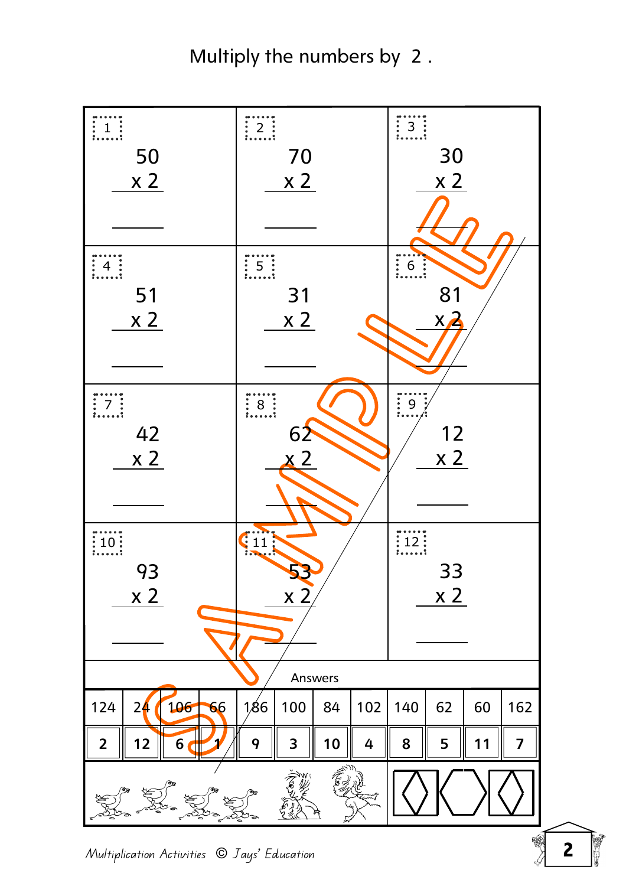Multiply the numbers by 2 .

| 1 | 2 | 3 |
|---|---|---|
| 50 x 2 | 70 x 2 | 30 x 2 |

| 4 | 5 | 6 |
|---|---|---|
| 51 x 2 | 31 x 2 | 81 x 2 |

| 7 | 8 | 9 |
|---|---|---|
| 42 x 2 | 62 x 2 | 12 x 2 |

| 10 | 11 | 12 |
|---|---|---|
| 93 x 2 | 53 x 2 | 33 x 2 |

Answers

| 124 | 24 | 106 | 66 | 186 | 100 | 84 | 102 | 140 | 62 | 60 | 162 |
|---|---|---|---|---|---|---|---|---|---|---|---|
| **2** | **12** | **6** | **1** | **9** | **3** | **10** | **4** | **8** | **5** | **11** | **7** |

*Multiplication Activities © Jays' Education*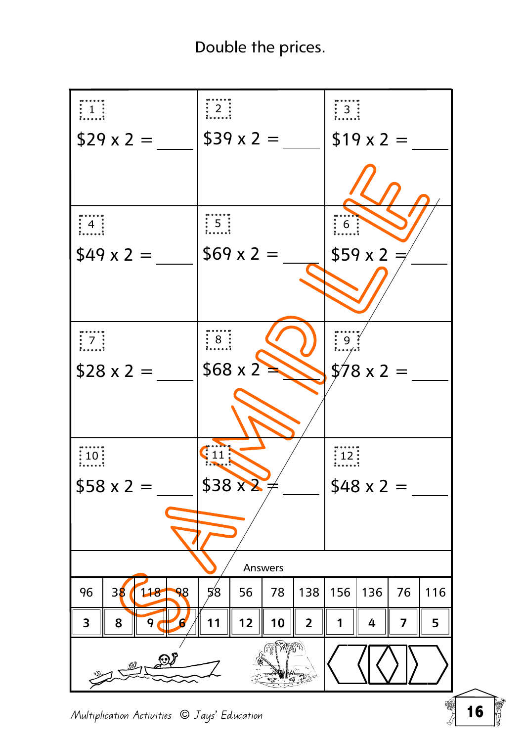Double the prices.

| | | |
|---|---|---|
| 1<br>$29 x 2 = ____ | 2<br>$39 x 2 = ____ | 3<br>$19 x 2 = ____ |
| 4<br>$49 x 2 = ____ | 5<br>$69 x 2 = ____ | 6<br>$59 x 2 = ____ |
| 7<br>$28 x 2 = ____ | 8<br>$68 x 2 = ____ | 9<br>$78 x 2 = ____ |
| 10<br>$58 x 2 = ____ | 11<br>$38 x 2 = ____ | 12<br>$48 x 2 = ____ |

Answers

| 96 | 38 | 118 | 98 | 58 | 56 | 78 | 138 | 156 | 136 | 76 | 116 |
|---|---|---|---|---|---|---|---|---|---|---|---|
| 3 | 8 | 9 | 6 | 11 | 12 | 10 | 2 | 1 | 4 | 7 | 5 |

*Multiplication Activities © Jays' Education*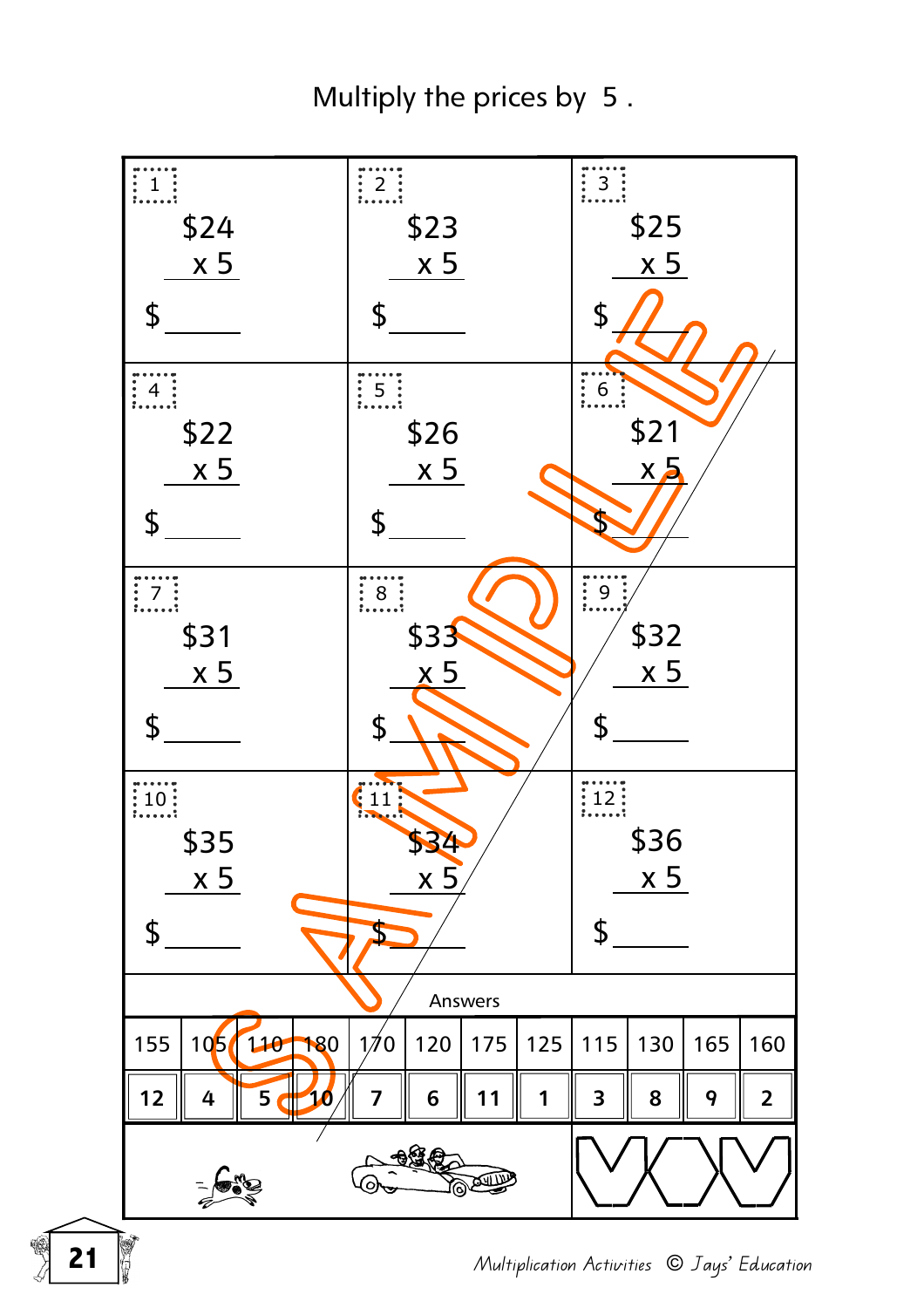Multiply the prices by 5 .

| | | |
|---|---|---|
| 1<br>\$24<br>x 5<br>\$ _____ | 2<br>\$23<br>x 5<br>\$ _____ | 3<br>\$25<br>x 5<br>\$ _____ |
| 4<br>\$22<br>x 5<br>\$ _____ | 5<br>\$26<br>x 5<br>\$ _____ | 6<br>\$21<br>x 5<br>\$ _____ |
| 7<br>\$31<br>x 5<br>\$ _____ | 8<br>\$33<br>x 5<br>\$ _____ | 9<br>\$32<br>x 5<br>\$ _____ |
| 10<br>\$35<br>x 5<br>\$ _____ | 11<br>\$34<br>x 5<br>\$ _____ | 12<br>\$36<br>x 5<br>\$ _____ |

Answers

| 155 | 105 | 110 | 180 | 170 | 120 | 175 | 125 | 115 | 130 | 165 | 160 |
|---|---|---|---|---|---|---|---|---|---|---|---|
| 12 | 4 | 5 | 10 | 7 | 6 | 11 | 1 | 3 | 8 | 9 | 2 |

Multiplication Activities © Jays' Education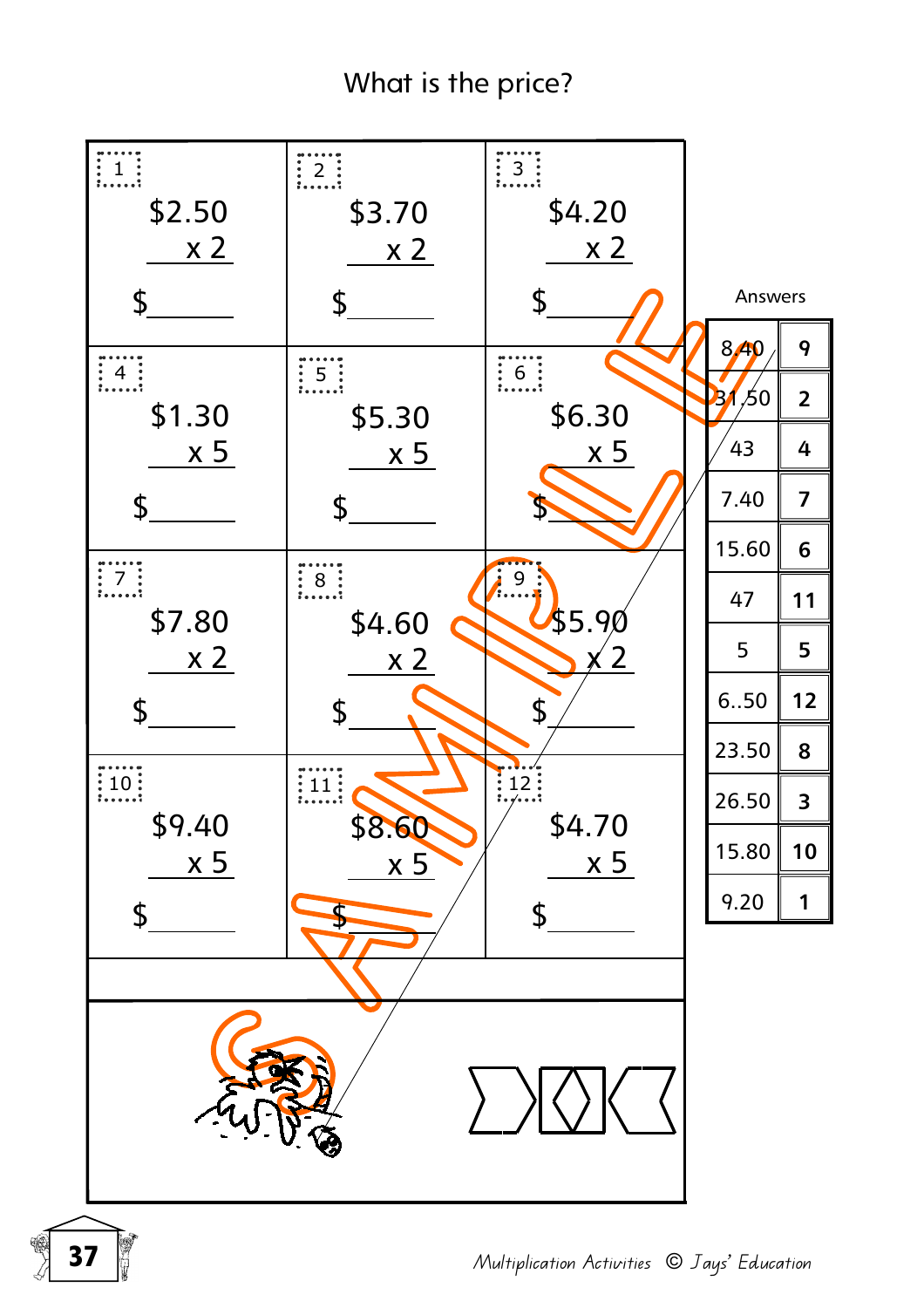# What is the price?

| 1 | 2 | 3 |
|---|---|---|
| \$2.50 x 2 = \$\_\_\_\_\_\_ | \$3.70 x 2 = \$\_\_\_\_\_\_ | \$4.20 x 2 = \$\_\_\_\_\_\_ |

| 4 | 5 | 6 |
|---|---|---|
| \$1.30 x 5 = \$\_\_\_\_\_\_ | \$5.30 x 5 = \$\_\_\_\_\_\_ | \$6.30 x 5 = \$\_\_\_\_\_\_ |

| 7 | 8 | 9 |
|---|---|---|
| \$7.80 x 2 = \$\_\_\_\_\_\_ | \$4.60 x 2 = \$\_\_\_\_\_\_ | \$5.90 x 2 = \$\_\_\_\_\_\_ |

| 10 | 11 | 12 |
|---|---|---|
| \$9.40 x 5 = \$\_\_\_\_\_\_ | \$8.60 x 5 = \$\_\_\_\_\_\_ | \$4.70 x 5 = \$\_\_\_\_\_\_ |

Answers

| Answer | Question |
|---|---|
| 8.40 | 9 |
| 31.50 | 2 |
| 43 | 4 |
| 7.40 | 7 |
| 15.60 | 6 |
| 47 | 11 |
| 5 | 5 |
| 6..50 | 12 |
| 23.50 | 8 |
| 26.50 | 3 |
| 15.80 | 10 |
| 9.20 | 1 |

SAMPLE

*Multiplication Activities © Jays' Education*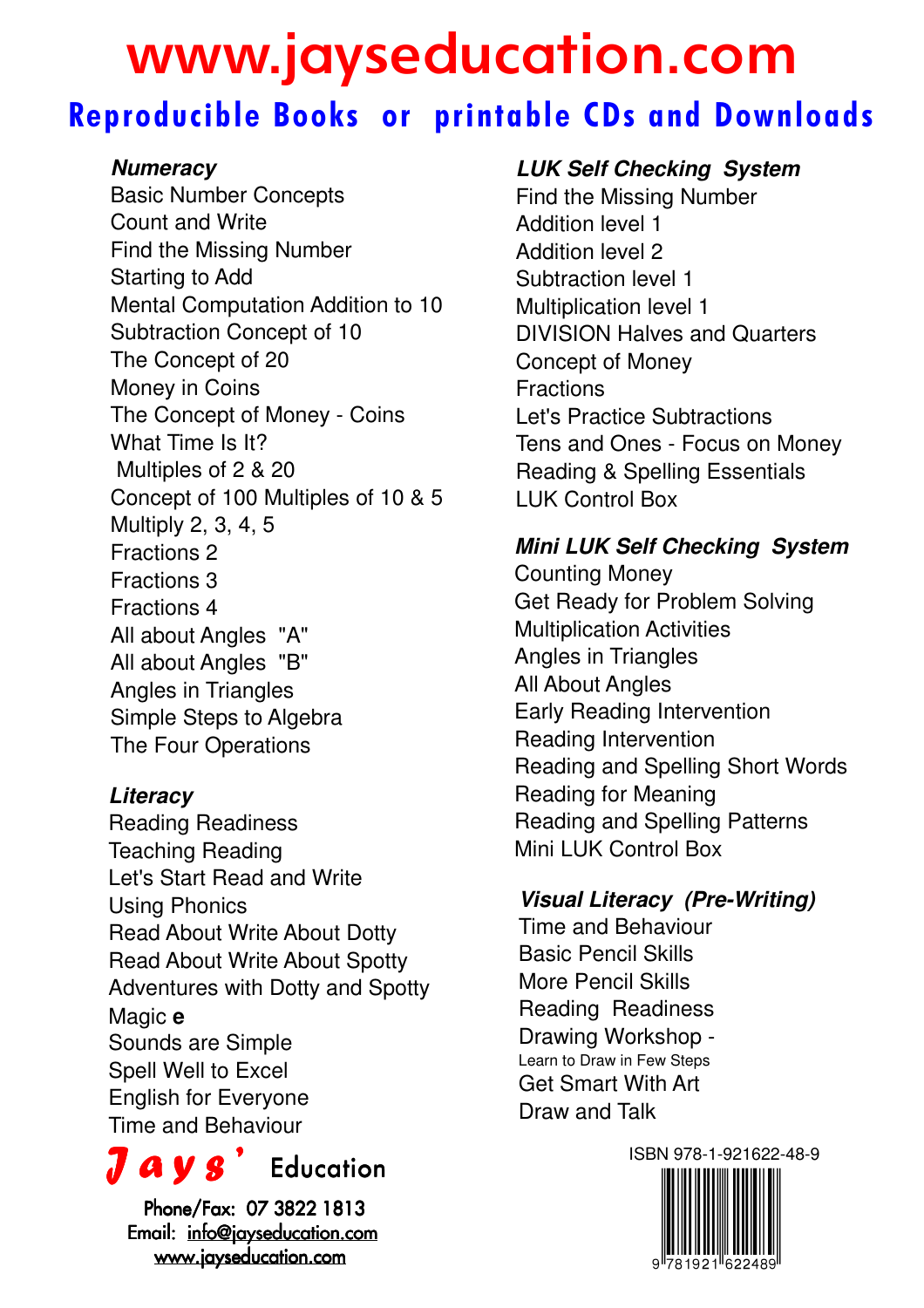# www.jayseducation.com

## Reproducible Books or printable CDs and Downloads

***Numeracy***

Basic Number Concepts
Count and Write
Find the Missing Number
Starting to Add
Mental Computation Addition to 10
Subtraction Concept of 10
The Concept of 20
Money in Coins
The Concept of Money - Coins
What Time Is It?
Multiples of 2 & 20
Concept of 100 Multiples of 10 & 5
Multiply 2, 3, 4, 5
Fractions 2
Fractions 3
Fractions 4
All about Angles "A"
All about Angles "B"
Angles in Triangles
Simple Steps to Algebra
The Four Operations

***Literacy***

Reading Readiness
Teaching Reading
Let's Start Read and Write
Using Phonics
Read About Write About Dotty
Read About Write About Spotty
Adventures with Dotty and Spotty
Magic **e**
Sounds are Simple
Spell Well to Excel
English for Everyone
Time and Behaviour

***LUK Self Checking System***

Find the Missing Number
Addition level 1
Addition level 2
Subtraction level 1
Multiplication level 1
DIVISION Halves and Quarters
Concept of Money
Fractions
Let's Practice Subtractions
Tens and Ones - Focus on Money
Reading & Spelling Essentials
LUK Control Box

***Mini LUK Self Checking System***

Counting Money
Get Ready for Problem Solving
Multiplication Activities
Angles in Triangles
All About Angles
Early Reading Intervention
Reading Intervention
Reading and Spelling Short Words
Reading for Meaning
Reading and Spelling Patterns
Mini LUK Control Box

***Visual Literacy (Pre-Writing)***

Time and Behaviour
Basic Pencil Skills
More Pencil Skills
Reading Readiness
Drawing Workshop -
Learn to Draw in Few Steps
Get Smart With Art
Draw and Talk

**Jays' Education**

Phone/Fax: 07 3822 1813
Email: info@jayseducation.com
www.jayseducation.com

ISBN 978-1-921622-48-9

9 781921 622489